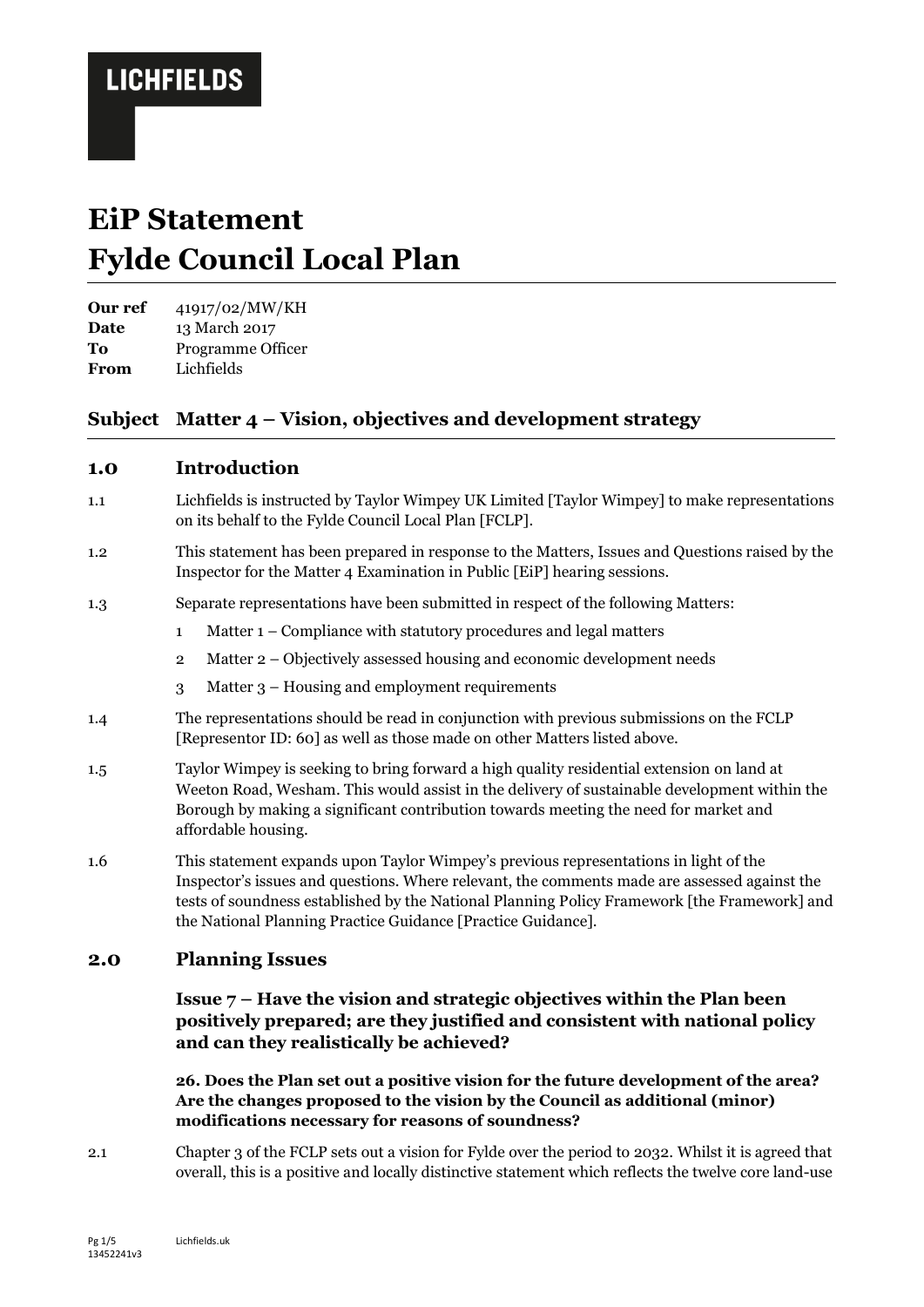**LICHFIELDS**

# EiP Statement
# Fylde Council Local Plan

| | |
|---|---|
| **Our ref** | 41917/02/MW/KH |
| **Date** | 13 March 2017 |
| **To** | Programme Officer |
| **From** | Lichfields |

## Subject Matter 4 – Vision, objectives and development strategy

## 1.0 Introduction

1.1 Lichfields is instructed by Taylor Wimpey UK Limited [Taylor Wimpey] to make representations on its behalf to the Fylde Council Local Plan [FCLP].

1.2 This statement has been prepared in response to the Matters, Issues and Questions raised by the Inspector for the Matter 4 Examination in Public [EiP] hearing sessions.

1.3 Separate representations have been submitted in respect of the following Matters:

1. Matter 1 – Compliance with statutory procedures and legal matters
2. Matter 2 – Objectively assessed housing and economic development needs
3. Matter 3 – Housing and employment requirements

1.4 The representations should be read in conjunction with previous submissions on the FCLP [Representor ID: 60] as well as those made on other Matters listed above.

1.5 Taylor Wimpey is seeking to bring forward a high quality residential extension on land at Weeton Road, Wesham. This would assist in the delivery of sustainable development within the Borough by making a significant contribution towards meeting the need for market and affordable housing.

1.6 This statement expands upon Taylor Wimpey's previous representations in light of the Inspector's issues and questions. Where relevant, the comments made are assessed against the tests of soundness established by the National Planning Policy Framework [the Framework] and the National Planning Practice Guidance [Practice Guidance].

## 2.0 Planning Issues

### Issue 7 – Have the vision and strategic objectives within the Plan been positively prepared; are they justified and consistent with national policy and can they realistically be achieved?

**26. Does the Plan set out a positive vision for the future development of the area? Are the changes proposed to the vision by the Council as additional (minor) modifications necessary for reasons of soundness?**

2.1 Chapter 3 of the FCLP sets out a vision for Fylde over the period to 2032. Whilst it is agreed that overall, this is a positive and locally distinctive statement which reflects the twelve core land-use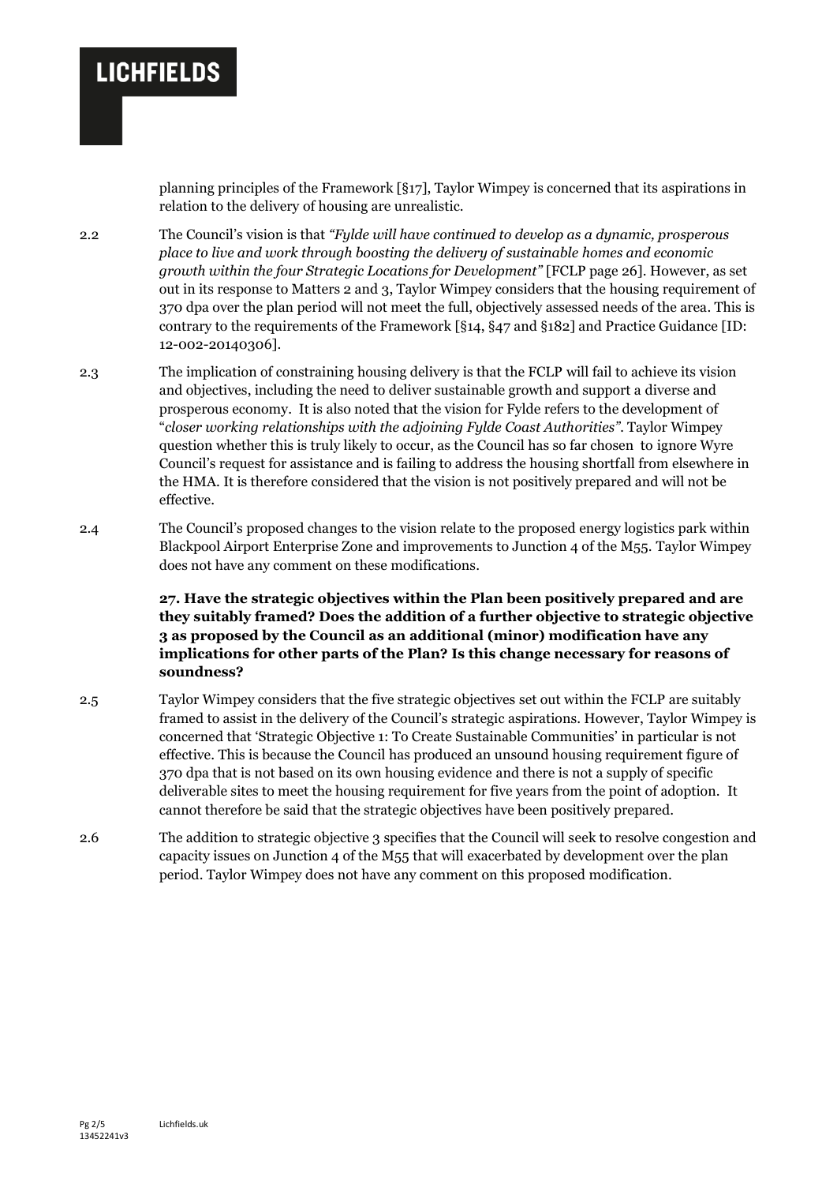planning principles of the Framework [§17], Taylor Wimpey is concerned that its aspirations in relation to the delivery of housing are unrealistic.

2.2 The Council's vision is that *"Fylde will have continued to develop as a dynamic, prosperous place to live and work through boosting the delivery of sustainable homes and economic growth within the four Strategic Locations for Development"* [FCLP page 26]. However, as set out in its response to Matters 2 and 3, Taylor Wimpey considers that the housing requirement of 370 dpa over the plan period will not meet the full, objectively assessed needs of the area. This is contrary to the requirements of the Framework [§14, §47 and §182] and Practice Guidance [ID: 12-002-20140306].

2.3 The implication of constraining housing delivery is that the FCLP will fail to achieve its vision and objectives, including the need to deliver sustainable growth and support a diverse and prosperous economy. It is also noted that the vision for Fylde refers to the development of "*closer working relationships with the adjoining Fylde Coast Authorities"*. Taylor Wimpey question whether this is truly likely to occur, as the Council has so far chosen to ignore Wyre Council's request for assistance and is failing to address the housing shortfall from elsewhere in the HMA. It is therefore considered that the vision is not positively prepared and will not be effective.

2.4 The Council's proposed changes to the vision relate to the proposed energy logistics park within Blackpool Airport Enterprise Zone and improvements to Junction 4 of the M55. Taylor Wimpey does not have any comment on these modifications.

**27. Have the strategic objectives within the Plan been positively prepared and are they suitably framed? Does the addition of a further objective to strategic objective 3 as proposed by the Council as an additional (minor) modification have any implications for other parts of the Plan? Is this change necessary for reasons of soundness?**

2.5 Taylor Wimpey considers that the five strategic objectives set out within the FCLP are suitably framed to assist in the delivery of the Council's strategic aspirations. However, Taylor Wimpey is concerned that 'Strategic Objective 1: To Create Sustainable Communities' in particular is not effective. This is because the Council has produced an unsound housing requirement figure of 370 dpa that is not based on its own housing evidence and there is not a supply of specific deliverable sites to meet the housing requirement for five years from the point of adoption. It cannot therefore be said that the strategic objectives have been positively prepared.

2.6 The addition to strategic objective 3 specifies that the Council will seek to resolve congestion and capacity issues on Junction 4 of the M55 that will exacerbated by development over the plan period. Taylor Wimpey does not have any comment on this proposed modification.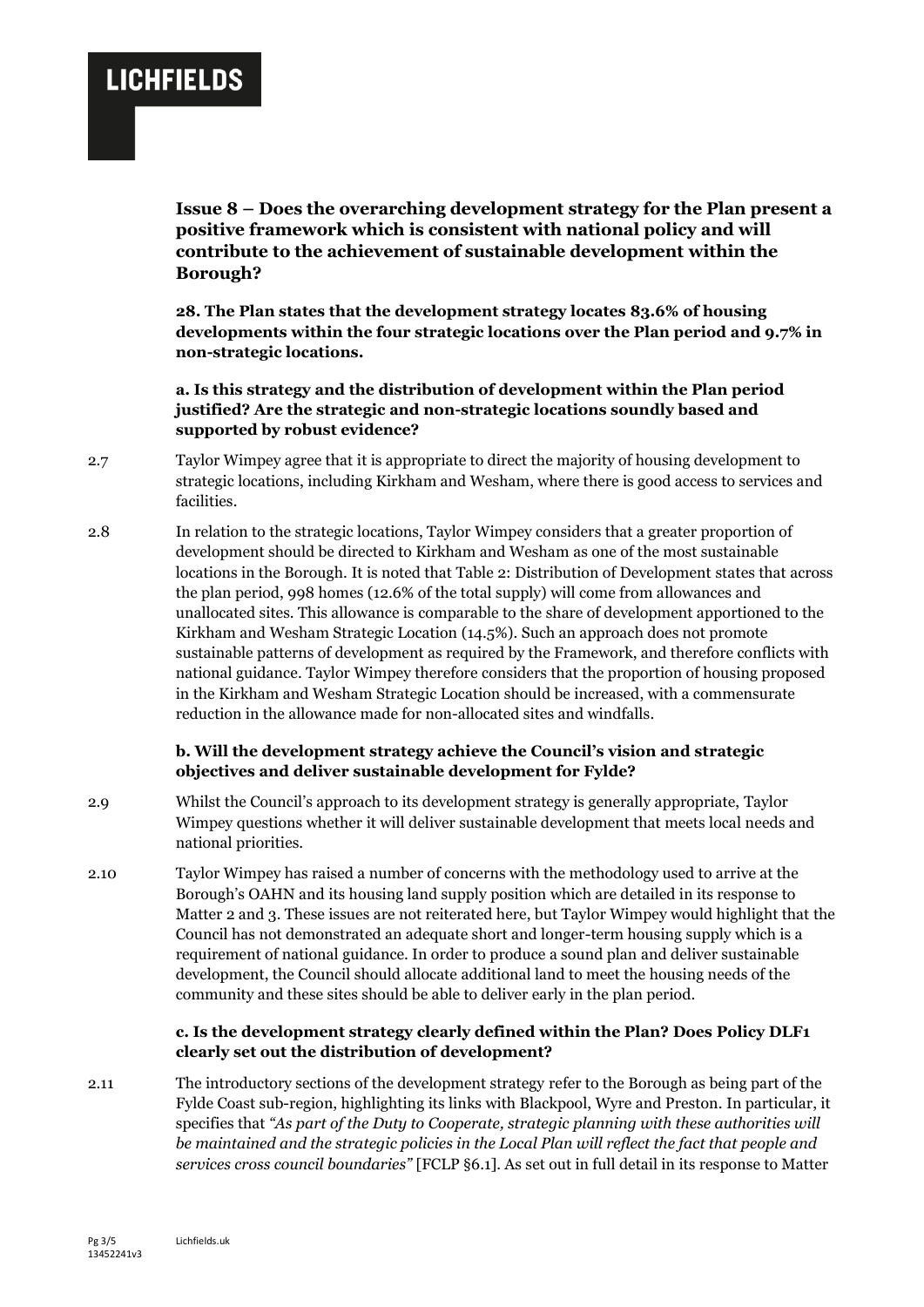**Issue 8 – Does the overarching development strategy for the Plan present a positive framework which is consistent with national policy and will contribute to the achievement of sustainable development within the Borough?**

**28. The Plan states that the development strategy locates 83.6% of housing developments within the four strategic locations over the Plan period and 9.7% in non-strategic locations.**

**a. Is this strategy and the distribution of development within the Plan period justified? Are the strategic and non-strategic locations soundly based and supported by robust evidence?**

2.7 Taylor Wimpey agree that it is appropriate to direct the majority of housing development to strategic locations, including Kirkham and Wesham, where there is good access to services and facilities.

2.8 In relation to the strategic locations, Taylor Wimpey considers that a greater proportion of development should be directed to Kirkham and Wesham as one of the most sustainable locations in the Borough. It is noted that Table 2: Distribution of Development states that across the plan period, 998 homes (12.6% of the total supply) will come from allowances and unallocated sites. This allowance is comparable to the share of development apportioned to the Kirkham and Wesham Strategic Location (14.5%). Such an approach does not promote sustainable patterns of development as required by the Framework, and therefore conflicts with national guidance. Taylor Wimpey therefore considers that the proportion of housing proposed in the Kirkham and Wesham Strategic Location should be increased, with a commensurate reduction in the allowance made for non-allocated sites and windfalls.

**b. Will the development strategy achieve the Council's vision and strategic objectives and deliver sustainable development for Fylde?**

2.9 Whilst the Council's approach to its development strategy is generally appropriate, Taylor Wimpey questions whether it will deliver sustainable development that meets local needs and national priorities.

2.10 Taylor Wimpey has raised a number of concerns with the methodology used to arrive at the Borough's OAHN and its housing land supply position which are detailed in its response to Matter 2 and 3. These issues are not reiterated here, but Taylor Wimpey would highlight that the Council has not demonstrated an adequate short and longer-term housing supply which is a requirement of national guidance. In order to produce a sound plan and deliver sustainable development, the Council should allocate additional land to meet the housing needs of the community and these sites should be able to deliver early in the plan period.

**c. Is the development strategy clearly defined within the Plan? Does Policy DLF1 clearly set out the distribution of development?**

2.11 The introductory sections of the development strategy refer to the Borough as being part of the Fylde Coast sub-region, highlighting its links with Blackpool, Wyre and Preston. In particular, it specifies that *"As part of the Duty to Cooperate, strategic planning with these authorities will be maintained and the strategic policies in the Local Plan will reflect the fact that people and services cross council boundaries"* [FCLP §6.1]. As set out in full detail in its response to Matter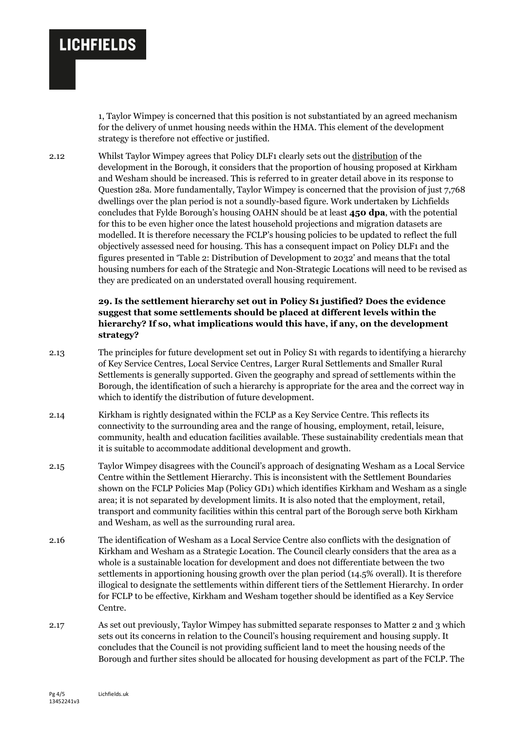1, Taylor Wimpey is concerned that this position is not substantiated by an agreed mechanism for the delivery of unmet housing needs within the HMA. This element of the development strategy is therefore not effective or justified.

2.12 Whilst Taylor Wimpey agrees that Policy DLF1 clearly sets out the distribution of the development in the Borough, it considers that the proportion of housing proposed at Kirkham and Wesham should be increased. This is referred to in greater detail above in its response to Question 28a. More fundamentally, Taylor Wimpey is concerned that the provision of just 7,768 dwellings over the plan period is not a soundly-based figure. Work undertaken by Lichfields concludes that Fylde Borough's housing OAHN should be at least **450 dpa**, with the potential for this to be even higher once the latest household projections and migration datasets are modelled. It is therefore necessary the FCLP's housing policies to be updated to reflect the full objectively assessed need for housing. This has a consequent impact on Policy DLF1 and the figures presented in 'Table 2: Distribution of Development to 2032' and means that the total housing numbers for each of the Strategic and Non-Strategic Locations will need to be revised as they are predicated on an understated overall housing requirement.

**29. Is the settlement hierarchy set out in Policy S1 justified? Does the evidence suggest that some settlements should be placed at different levels within the hierarchy? If so, what implications would this have, if any, on the development strategy?**

2.13 The principles for future development set out in Policy S1 with regards to identifying a hierarchy of Key Service Centres, Local Service Centres, Larger Rural Settlements and Smaller Rural Settlements is generally supported. Given the geography and spread of settlements within the Borough, the identification of such a hierarchy is appropriate for the area and the correct way in which to identify the distribution of future development.

2.14 Kirkham is rightly designated within the FCLP as a Key Service Centre. This reflects its connectivity to the surrounding area and the range of housing, employment, retail, leisure, community, health and education facilities available. These sustainability credentials mean that it is suitable to accommodate additional development and growth.

2.15 Taylor Wimpey disagrees with the Council's approach of designating Wesham as a Local Service Centre within the Settlement Hierarchy. This is inconsistent with the Settlement Boundaries shown on the FCLP Policies Map (Policy GD1) which identifies Kirkham and Wesham as a single area; it is not separated by development limits. It is also noted that the employment, retail, transport and community facilities within this central part of the Borough serve both Kirkham and Wesham, as well as the surrounding rural area.

2.16 The identification of Wesham as a Local Service Centre also conflicts with the designation of Kirkham and Wesham as a Strategic Location. The Council clearly considers that the area as a whole is a sustainable location for development and does not differentiate between the two settlements in apportioning housing growth over the plan period (14.5% overall). It is therefore illogical to designate the settlements within different tiers of the Settlement Hierarchy. In order for FCLP to be effective, Kirkham and Wesham together should be identified as a Key Service Centre.

2.17 As set out previously, Taylor Wimpey has submitted separate responses to Matter 2 and 3 which sets out its concerns in relation to the Council's housing requirement and housing supply. It concludes that the Council is not providing sufficient land to meet the housing needs of the Borough and further sites should be allocated for housing development as part of the FCLP. The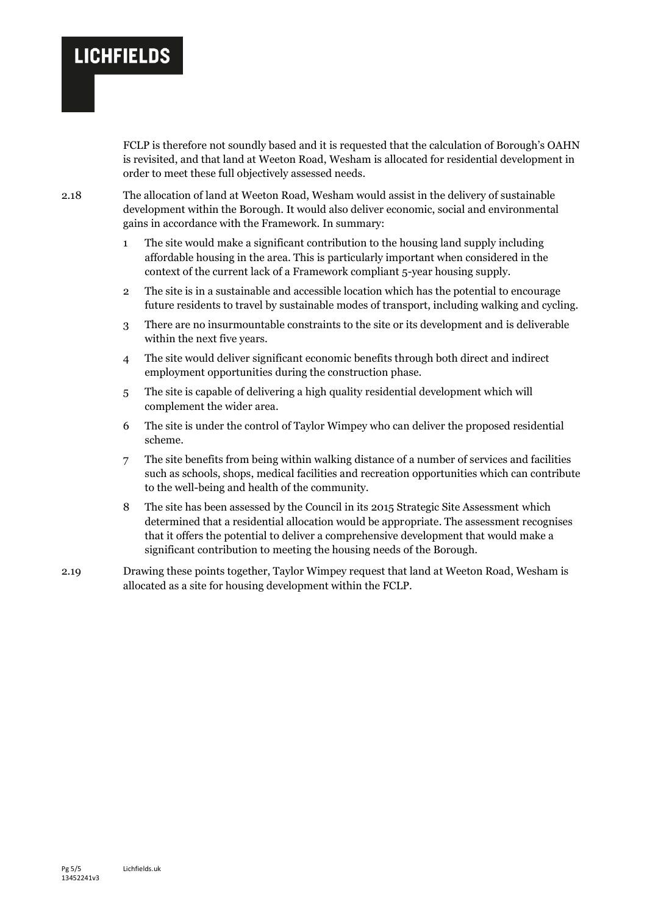FCLP is therefore not soundly based and it is requested that the calculation of Borough's OAHN is revisited, and that land at Weeton Road, Wesham is allocated for residential development in order to meet these full objectively assessed needs.

2.18 The allocation of land at Weeton Road, Wesham would assist in the delivery of sustainable development within the Borough. It would also deliver economic, social and environmental gains in accordance with the Framework. In summary:

1. The site would make a significant contribution to the housing land supply including affordable housing in the area. This is particularly important when considered in the context of the current lack of a Framework compliant 5-year housing supply.
2. The site is in a sustainable and accessible location which has the potential to encourage future residents to travel by sustainable modes of transport, including walking and cycling.
3. There are no insurmountable constraints to the site or its development and is deliverable within the next five years.
4. The site would deliver significant economic benefits through both direct and indirect employment opportunities during the construction phase.
5. The site is capable of delivering a high quality residential development which will complement the wider area.
6. The site is under the control of Taylor Wimpey who can deliver the proposed residential scheme.
7. The site benefits from being within walking distance of a number of services and facilities such as schools, shops, medical facilities and recreation opportunities which can contribute to the well-being and health of the community.
8. The site has been assessed by the Council in its 2015 Strategic Site Assessment which determined that a residential allocation would be appropriate. The assessment recognises that it offers the potential to deliver a comprehensive development that would make a significant contribution to meeting the housing needs of the Borough.

2.19 Drawing these points together, Taylor Wimpey request that land at Weeton Road, Wesham is allocated as a site for housing development within the FCLP.